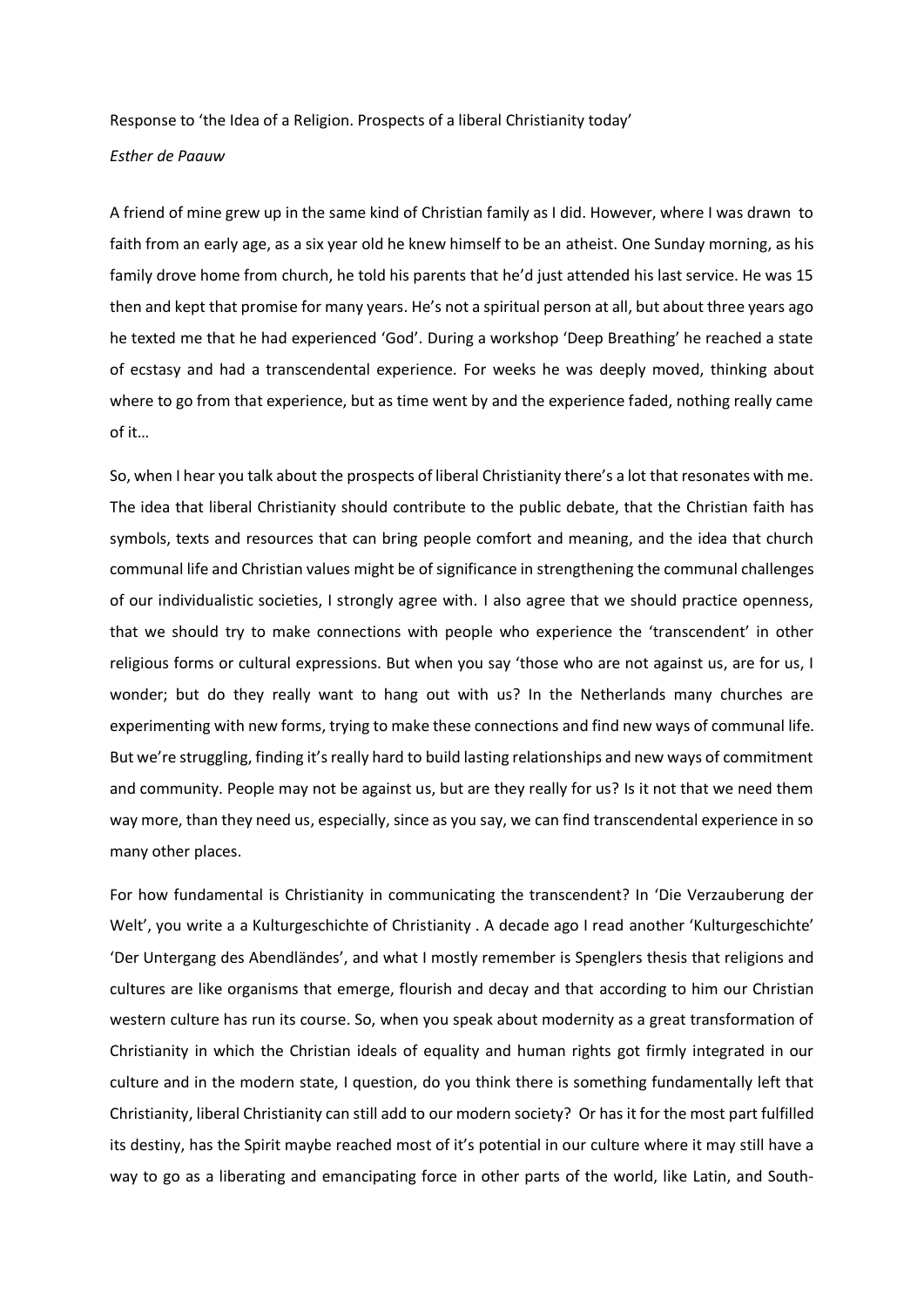Response to 'the Idea of a Religion. Prospects of a liberal Christianity today'

*Esther de Paauw*

A friend of mine grew up in the same kind of Christian family as I did. However, where I was drawn to faith from an early age, as a six year old he knew himself to be an atheist. One Sunday morning, as his family drove home from church, he told his parents that he'd just attended his last service. He was 15 then and kept that promise for many years. He's not a spiritual person at all, but about three years ago he texted me that he had experienced 'God'. During a workshop 'Deep Breathing' he reached a state of ecstasy and had a transcendental experience. For weeks he was deeply moved, thinking about where to go from that experience, but as time went by and the experience faded, nothing really came of it…

So, when I hear you talk about the prospects of liberal Christianity there's a lot that resonates with me. The idea that liberal Christianity should contribute to the public debate, that the Christian faith has symbols, texts and resources that can bring people comfort and meaning, and the idea that church communal life and Christian values might be of significance in strengthening the communal challenges of our individualistic societies, I strongly agree with. I also agree that we should practice openness, that we should try to make connections with people who experience the 'transcendent' in other religious forms or cultural expressions. But when you say 'those who are not against us, are for us, I wonder; but do they really want to hang out with us? In the Netherlands many churches are experimenting with new forms, trying to make these connections and find new ways of communal life. But we're struggling, finding it's really hard to build lasting relationships and new ways of commitment and community. People may not be against us, but are they really for us? Is it not that we need them way more, than they need us, especially, since as you say, we can find transcendental experience in so many other places.

For how fundamental is Christianity in communicating the transcendent? In 'Die Verzauberung der Welt', you write a a Kulturgeschichte of Christianity . A decade ago I read another 'Kulturgeschichte' 'Der Untergang des Abendländes', and what I mostly remember is Spenglers thesis that religions and cultures are like organisms that emerge, flourish and decay and that according to him our Christian western culture has run its course. So, when you speak about modernity as a great transformation of Christianity in which the Christian ideals of equality and human rights got firmly integrated in our culture and in the modern state, I question, do you think there is something fundamentally left that Christianity, liberal Christianity can still add to our modern society? Or has it for the most part fulfilled its destiny, has the Spirit maybe reached most of it's potential in our culture where it may still have a way to go as a liberating and emancipating force in other parts of the world, like Latin, and South-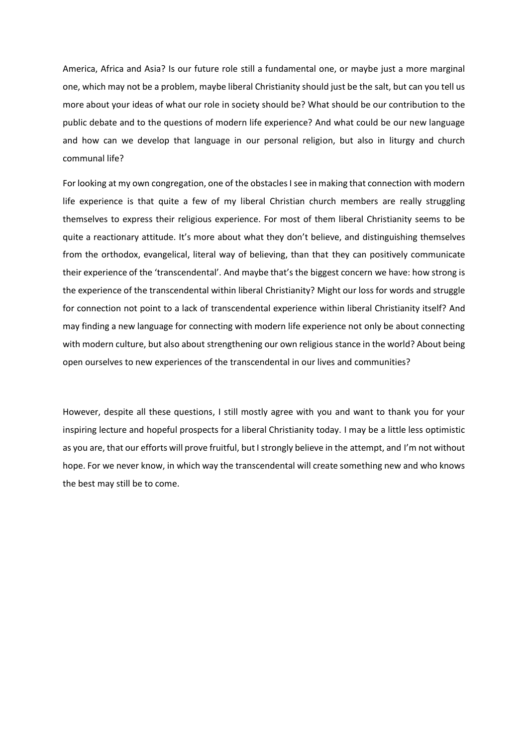America, Africa and Asia? Is our future role still a fundamental one, or maybe just a more marginal one, which may not be a problem, maybe liberal Christianity should just be the salt, but can you tell us more about your ideas of what our role in society should be? What should be our contribution to the public debate and to the questions of modern life experience? And what could be our new language and how can we develop that language in our personal religion, but also in liturgy and church communal life?

For looking at my own congregation, one of the obstacles I see in making that connection with modern life experience is that quite a few of my liberal Christian church members are really struggling themselves to express their religious experience. For most of them liberal Christianity seems to be quite a reactionary attitude. It's more about what they don't believe, and distinguishing themselves from the orthodox, evangelical, literal way of believing, than that they can positively communicate their experience of the 'transcendental'. And maybe that's the biggest concern we have: how strong is the experience of the transcendental within liberal Christianity? Might our loss for words and struggle for connection not point to a lack of transcendental experience within liberal Christianity itself? And may finding a new language for connecting with modern life experience not only be about connecting with modern culture, but also about strengthening our own religious stance in the world? About being open ourselves to new experiences of the transcendental in our lives and communities?

However, despite all these questions, I still mostly agree with you and want to thank you for your inspiring lecture and hopeful prospects for a liberal Christianity today. I may be a little less optimistic as you are, that our efforts will prove fruitful, but I strongly believe in the attempt, and I'm not without hope. For we never know, in which way the transcendental will create something new and who knows the best may still be to come.